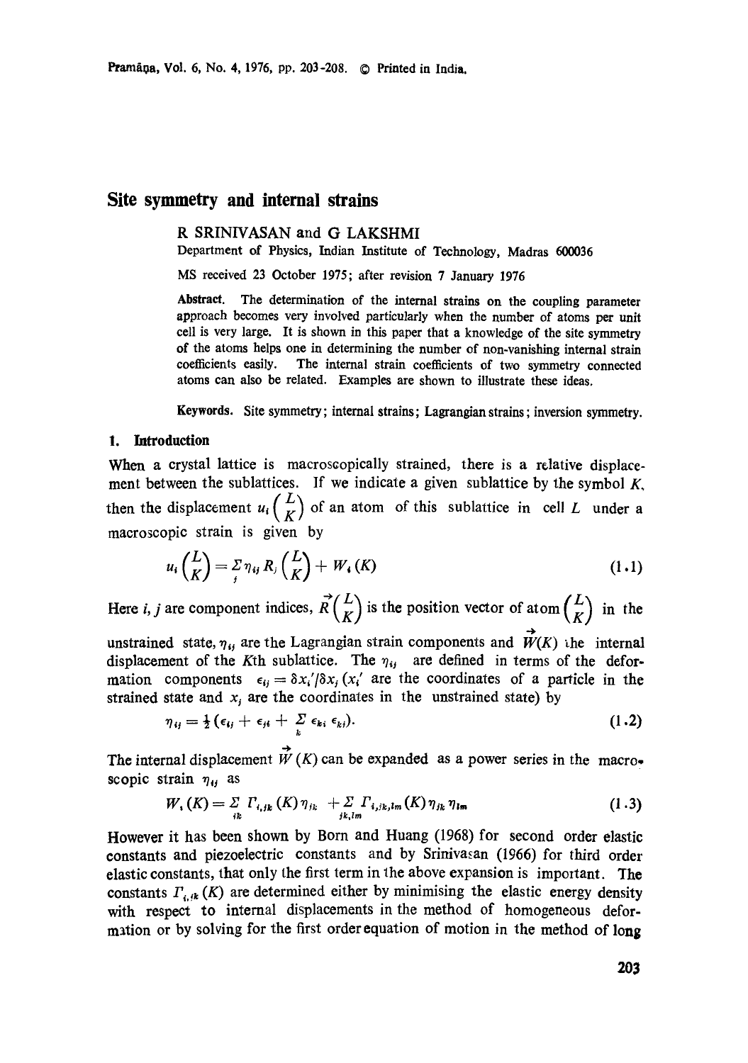# Site symmetry and internal strains

R SRINIVASAN and G LAKSHMI

Department of Physics, Indian Institute of Technology, Madras 600036

MS received 23 October 1975; after revision 7 January 1976

**Abstract.** The determination of the internal strains on the coupling parameter approach becomes very involved particularly when the number of atoms per unit cell is very large. It is shown in this paper that a knowledge of the site symmetry of the atoms helps one in determining the number of non-vanishing internal strain coefficients easily. The internal strain coefficients of two symmetry connected atoms can also be related. Examples are shown to illustrate these ideas.

**Keywords.** Site symmetry; internal strains; Lagrangian strains; inversion symmetry.

## 1. Introduction

When a crystal lattice is macroscopically strained, there is a relative displacement between the sublattices. If we indicate a given sublattice by the symbol $K$, then the displacement $u_i\binom{L}{K}$ of an atom of this sublattice in cell $L$ under a macroscopic strain is given by

$$u_i\binom{L}{K} = \sum_j \eta_{ij} R_j\binom{L}{K} + W_i(K) \tag{1.1}$$

Here $i, j$ are component indices, $\vec{R}\binom{L}{K}$ is the position vector of atom $\binom{L}{K}$ in the unstrained state, $\eta_{ij}$ are the Lagrangian strain components and $\vec{W}(K)$ the internal displacement of the $K$th sublattice. The $\eta_{ij}$ are defined in terms of the deformation components $\epsilon_{ij} = \delta x_i'/\delta x_j$ ($x_i'$ are the coordinates of a particle in the strained state and $x_j$ are the coordinates in the unstrained state) by

$$\eta_{ij} = \tfrac{1}{2}(\epsilon_{ij} + \epsilon_{ji} + \sum_k \epsilon_{ki}\,\epsilon_{kj}). \tag{1.2}$$

The internal displacement $\vec{W}(K)$ can be expanded as a power series in the macroscopic strain $\eta_{ij}$ as

$$W_i(K) = \sum_{jk} \Gamma_{i,jk}(K)\,\eta_{jk} + \sum_{jk,lm} \Gamma_{i,jk,lm}(K)\,\eta_{jk}\,\eta_{lm} \tag{1.3}$$

However it has been shown by Born and Huang (1968) for second order elastic constants and piezoelectric constants and by Srinivasan (1966) for third order elastic constants, that only the first term in the above expansion is important. The constants $\Gamma_{i,jk}(K)$ are determined either by minimising the elastic energy density with respect to internal displacements in the method of homogeneous deformation or by solving for the first order equation of motion in the method of long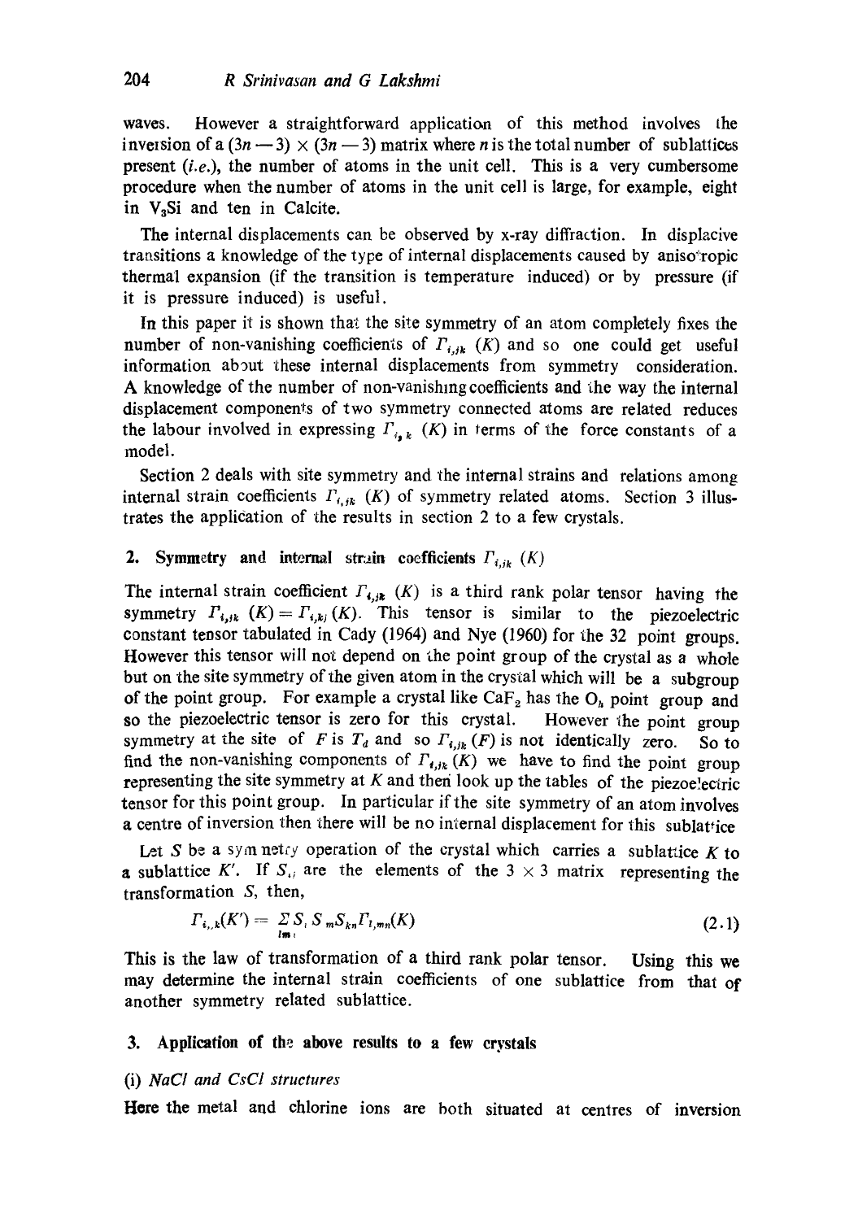waves. However a straightforward application of this method involves the inversion of a $(3n-3) \times (3n-3)$ matrix where $n$ is the total number of sublattices present (*i.e.*), the number of atoms in the unit cell. This is a very cumbersome procedure when the number of atoms in the unit cell is large, for example, eight in $V_3Si$ and ten in Calcite.

The internal displacements can be observed by x-ray diffraction. In displacive transitions a knowledge of the type of internal displacements caused by anisotropic thermal expansion (if the transition is temperature induced) or by pressure (if it is pressure induced) is useful.

In this paper it is shown that the site symmetry of an atom completely fixes the number of non-vanishing coefficients of $\Gamma_{i,jk}(K)$ and so one could get useful information about these internal displacements from symmetry consideration. A knowledge of the number of non-vanishing coefficients and the way the internal displacement components of two symmetry connected atoms are related reduces the labour involved in expressing $\Gamma_{i,jk}(K)$ in terms of the force constants of a model.

Section 2 deals with site symmetry and the internal strains and relations among internal strain coefficients $\Gamma_{i,jk}(K)$ of symmetry related atoms. Section 3 illustrates the application of the results in section 2 to a few crystals.

## 2. Symmetry and internal strain coefficients $\Gamma_{i,jk}(K)$

The internal strain coefficient $\Gamma_{i,jk}(K)$ is a third rank polar tensor having the symmetry $\Gamma_{i,jk}(K) = \Gamma_{i,kj}(K)$. This tensor is similar to the piezoelectric constant tensor tabulated in Cady (1964) and Nye (1960) for the 32 point groups. However this tensor will not depend on the point group of the crystal as a whole but on the site symmetry of the given atom in the crystal which will be a subgroup of the point group. For example a crystal like $CaF_2$ has the $O_h$ point group and so the piezoelectric tensor is zero for this crystal. However the point group symmetry at the site of $F$ is $T_d$ and so $\Gamma_{i,jk}(F)$ is not identically zero. So to find the non-vanishing components of $\Gamma_{i,jk}(K)$ we have to find the point group representing the site symmetry at $K$ and then look up the tables of the piezoelectric tensor for this point group. In particular if the site symmetry of an atom involves a centre of inversion then there will be no internal displacement for this sublattice

Let $S$ be a symmetry operation of the crystal which carries a sublattice $K$ to a sublattice $K'$. If $S_{ij}$ are the elements of the $3 \times 3$ matrix representing the transformation $S$, then,

$$\Gamma_{i,jk}(K') = \sum_{lmn} S_{il} S_{jm} S_{kn} \Gamma_{l,mn}(K) \tag{2.1}$$

This is the law of transformation of a third rank polar tensor. Using this we may determine the internal strain coefficients of one sublattice from that of another symmetry related sublattice.

## 3. Application of the above results to a few crystals

### (i) *NaCl and CsCl structures*

Here the metal and chlorine ions are both situated at centres of inversion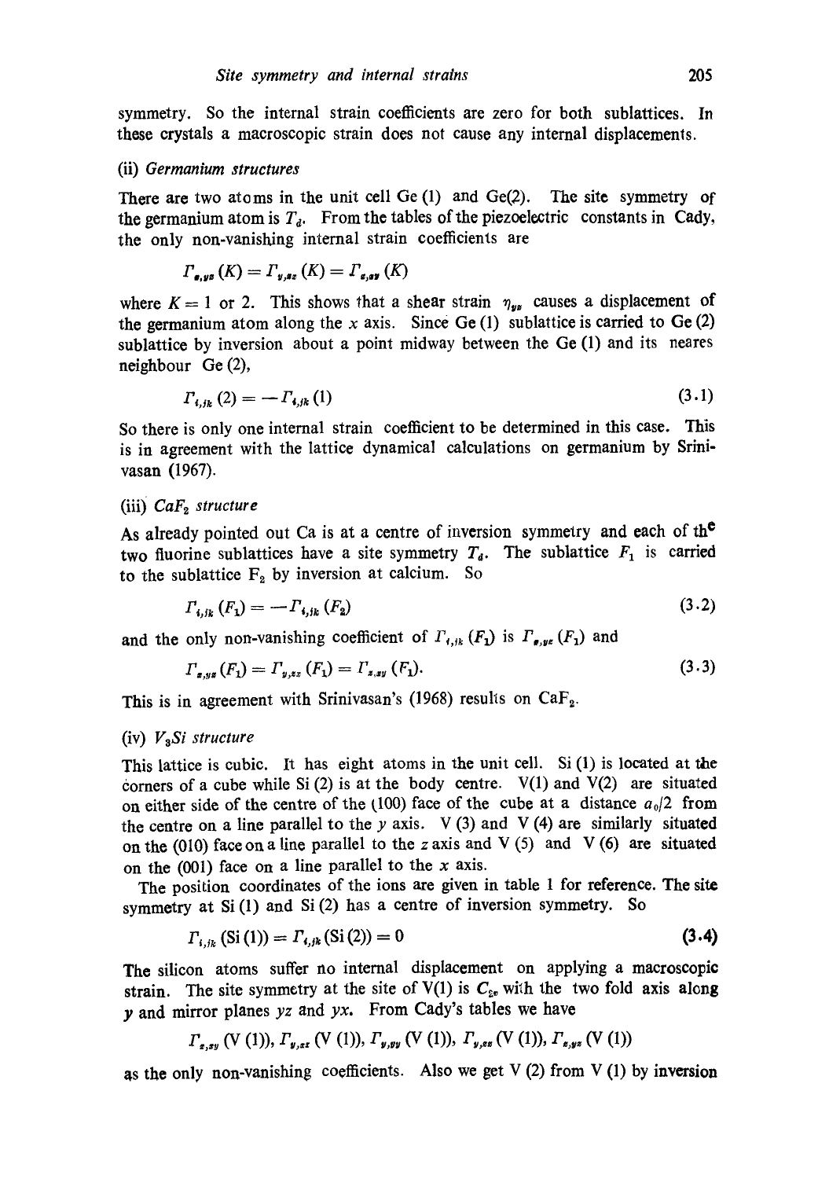symmetry. So the internal strain coefficients are zero for both sublattices. In these crystals a macroscopic strain does not cause any internal displacements.

(ii) *Germanium structures*

There are two atoms in the unit cell Ge (1) and Ge(2). The site symmetry of the germanium atom is $T_d$. From the tables of the piezoelectric constants in Cady, the only non-vanishing internal strain coefficients are

$$\Gamma_{x,yz}(K) = \Gamma_{y,xz}(K) = \Gamma_{z,xy}(K)$$

where $K = 1$ or 2. This shows that a shear strain $\eta_{yz}$ causes a displacement of the germanium atom along the $x$ axis. Since Ge (1) sublattice is carried to Ge (2) sublattice by inversion about a point midway between the Ge (1) and its neares neighbour Ge (2),

$$\Gamma_{i,jk}(2) = -\Gamma_{i,jk}(1) \tag{3.1}$$

So there is only one internal strain coefficient to be determined in this case. This is in agreement with the lattice dynamical calculations on germanium by Srinivasan (1967).

(iii) *$CaF_2$ structure*

As already pointed out Ca is at a centre of inversion symmetry and each of the two fluorine sublattices have a site symmetry $T_d$. The sublattice $F_1$ is carried to the sublattice $F_2$ by inversion at calcium. So

$$\Gamma_{i,jk}(F_1) = -\Gamma_{i,jk}(F_2) \tag{3.2}$$

and the only non-vanishing coefficient of $\Gamma_{i,jk}(F_1)$ is $\Gamma_{x,yz}(F_1)$ and

$$\Gamma_{x,yz}(F_1) = \Gamma_{y,zx}(F_1) = \Gamma_{z,xy}(F_1). \tag{3.3}$$

This is in agreement with Srinivasan's (1968) results on $CaF_2$.

(iv) *$V_3Si$ structure*

This lattice is cubic. It has eight atoms in the unit cell. Si (1) is located at the corners of a cube while Si (2) is at the body centre. V(1) and V(2) are situated on either side of the centre of the (100) face of the cube at a distance $a_0/2$ from the centre on a line parallel to the $y$ axis. V (3) and V (4) are similarly situated on the (010) face on a line parallel to the $z$ axis and V (5) and V (6) are situated on the (001) face on a line parallel to the $x$ axis.

The position coordinates of the ions are given in table 1 for reference. The site symmetry at Si (1) and Si (2) has a centre of inversion symmetry. So

$$\Gamma_{i,jk}(\text{Si}(1)) = \Gamma_{i,jk}(\text{Si}(2)) = 0 \tag{3.4}$$

The silicon atoms suffer no internal displacement on applying a macroscopic strain. The site symmetry at the site of V(1) is $C_{2v}$ with the two fold axis along $y$ and mirror planes $yz$ and $yx$. From Cady's tables we have

$$\Gamma_{z,zy}(\text{V}(1)), \Gamma_{y,zz}(\text{V}(1)), \Gamma_{y,yy}(\text{V}(1)), \Gamma_{y,xx}(\text{V}(1)), \Gamma_{x,yx}(\text{V}(1))$$

as the only non-vanishing coefficients. Also we get V (2) from V (1) by inversion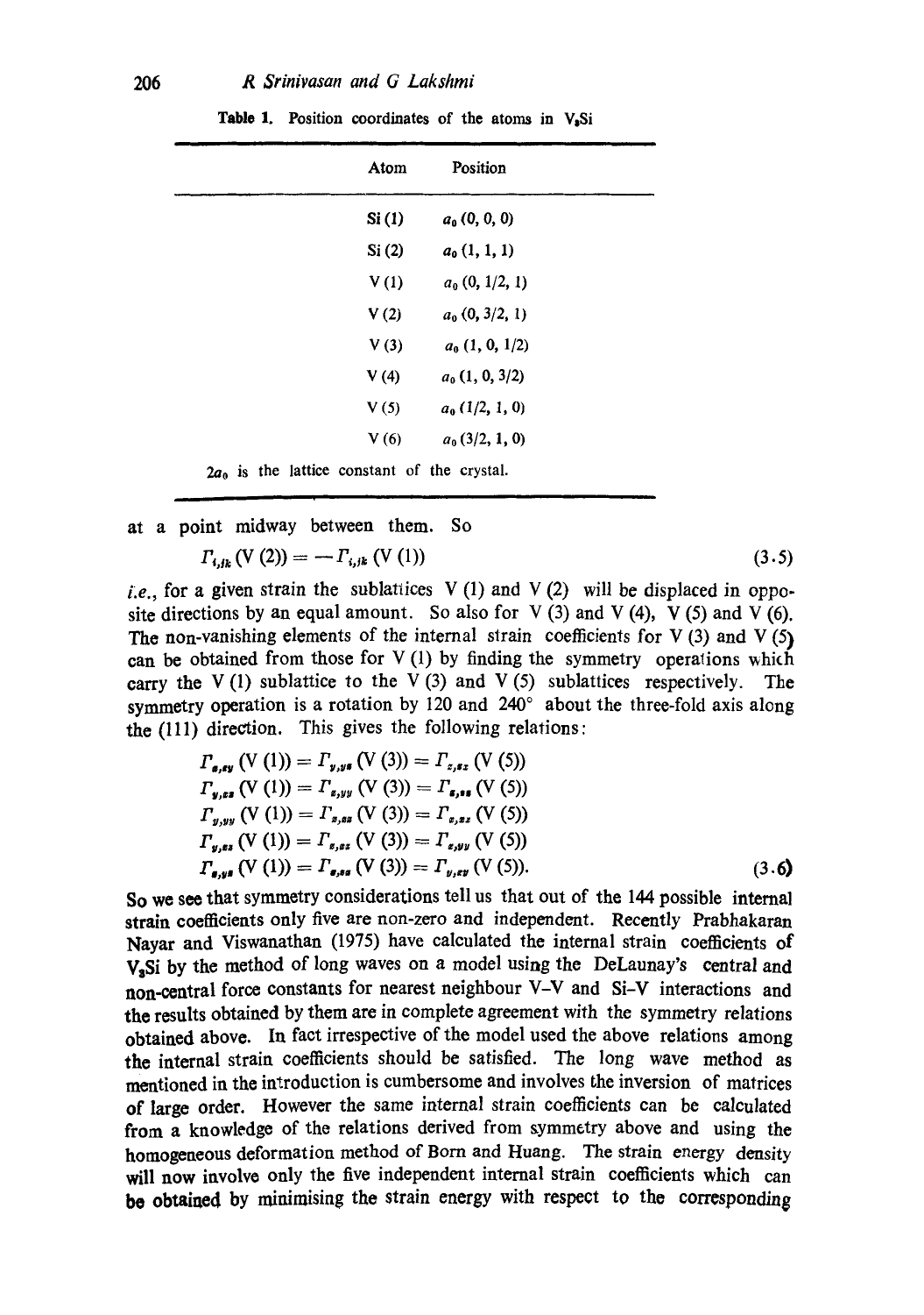Table 1. Position coordinates of the atoms in $V_3Si$

| Atom | Position |
|---|---|
| Si (1) | $a_0\,(0, 0, 0)$ |
| Si (2) | $a_0\,(1, 1, 1)$ |
| V (1) | $a_0\,(0, 1/2, 1)$ |
| V (2) | $a_0\,(0, 3/2, 1)$ |
| V (3) | $a_0\,(1, 0, 1/2)$ |
| V (4) | $a_0\,(1, 0, 3/2)$ |
| V (5) | $a_0\,(1/2, 1, 0)$ |
| V (6) | $a_0\,(3/2, 1, 0)$ |

$2a_0$ is the lattice constant of the crystal.

at a point midway between them. So

$$\Gamma_{i,jk}\,(\mathrm{V}\,(2)) = -\Gamma_{i,jk}\,(\mathrm{V}\,(1)) \tag{3.5}$$

*i.e.*, for a given strain the sublattices V (1) and V (2) will be displaced in opposite directions by an equal amount. So also for V (3) and V (4), V (5) and V (6). The non-vanishing elements of the internal strain coefficients for V (3) and V (5) can be obtained from those for V (1) by finding the symmetry operations which carry the V (1) sublattice to the V (3) and V (5) sublattices respectively. The symmetry operation is a rotation by 120 and 240° about the three-fold axis along the (111) direction. This gives the following relations:

$$\begin{aligned}
\Gamma_{x,xy}\,(\mathrm{V}\,(1)) &= \Gamma_{y,yz}\,(\mathrm{V}\,(3)) = \Gamma_{z,xz}\,(\mathrm{V}\,(5))\\
\Gamma_{y,xx}\,(\mathrm{V}\,(1)) &= \Gamma_{z,yy}\,(\mathrm{V}\,(3)) = \Gamma_{x,zz}\,(\mathrm{V}\,(5))\\
\Gamma_{y,yy}\,(\mathrm{V}\,(1)) &= \Gamma_{z,zz}\,(\mathrm{V}\,(3)) = \Gamma_{x,xx}\,(\mathrm{V}\,(5))\\
\Gamma_{y,zz}\,(\mathrm{V}\,(1)) &= \Gamma_{z,xx}\,(\mathrm{V}\,(3)) = \Gamma_{x,yy}\,(\mathrm{V}\,(5))\\
\Gamma_{z,yz}\,(\mathrm{V}\,(1)) &= \Gamma_{x,xz}\,(\mathrm{V}\,(3)) = \Gamma_{y,xy}\,(\mathrm{V}\,(5)).
\end{aligned} \tag{3.6}$$

So we see that symmetry considerations tell us that out of the 144 possible internal strain coefficients only five are non-zero and independent. Recently Prabhakaran Nayar and Viswanathan (1975) have calculated the internal strain coefficients of $V_3Si$ by the method of long waves on a model using the DeLaunay's central and non-central force constants for nearest neighbour V–V and Si–V interactions and the results obtained by them are in complete agreement with the symmetry relations obtained above. In fact irrespective of the model used the above relations among the internal strain coefficients should be satisfied. The long wave method as mentioned in the introduction is cumbersome and involves the inversion of matrices of large order. However the same internal strain coefficients can be calculated from a knowledge of the relations derived from symmetry above and using the homogeneous deformation method of Born and Huang. The strain energy density will now involve only the five independent internal strain coefficients which can be obtained by minimising the strain energy with respect to the corresponding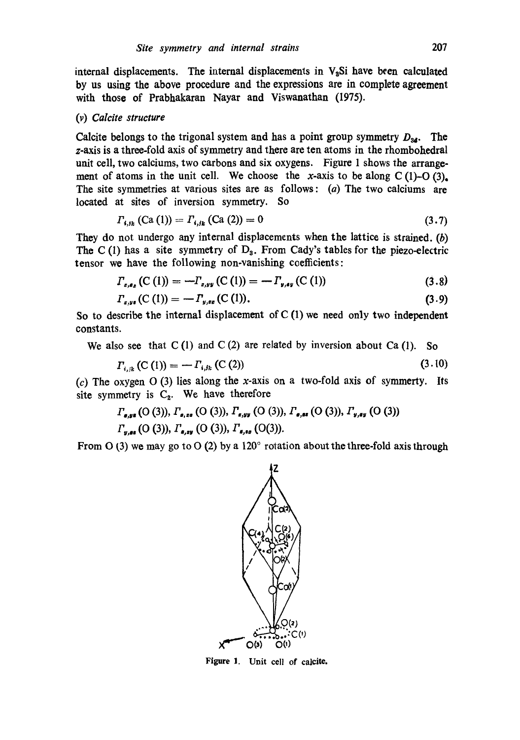internal displacements. The internal displacements in $V_3Si$ have been calculated by us using the above procedure and the expressions are in complete agreement with those of Prabhakaran Nayar and Viswanathan (1975).

### (v) *Calcite structure*

Calcite belongs to the trigonal system and has a point group symmetry $D_{3d}$. The $z$-axis is a three-fold axis of symmetry and there are ten atoms in the rhombohedral unit cell, two calciums, two carbons and six oxygens. Figure 1 shows the arrangement of atoms in the unit cell. We choose the $x$-axis to be along C (1)–O (3). The site symmetries at various sites are as follows: (*a*) The two calciums are located at sites of inversion symmetry. So

$$\Gamma_{i,jk}\,(\text{Ca (1)}) = \Gamma_{i,jk}\,(\text{Ca (2)}) = 0 \tag{3.7}$$

They do not undergo any internal displacements when the lattice is strained. (*b*) The C (1) has a site symmetry of $D_3$. From Cady's tables for the piezo-electric tensor we have the following non-vanishing coefficients:

$$\Gamma_{x,xx}\,(\text{C (1)}) = -\Gamma_{x,yy}\,(\text{C (1)}) = -\Gamma_{y,xy}\,(\text{C (1)}) \tag{3.8}$$

$$\Gamma_{x,yz}\,(\text{C (1)}) = -\Gamma_{y,zx}\,(\text{C (1)}). \tag{3.9}$$

So to describe the internal displacement of C (1) we need only two independent constants.

We also see that C (1) and C (2) are related by inversion about Ca (1). So

$$\Gamma_{i,jk}\,(\text{C (1)}) = -\Gamma_{i,jk}\,(\text{C (2)}) \tag{3.10}$$

(*c*) The oxygen O (3) lies along the $x$-axis on a two-fold axis of symmetry. Its site symmetry is $C_2$. We have therefore

$$\Gamma_{x,yz}\,(\text{O (3)}),\ \Gamma_{x,zz}\,(\text{O (3)}),\ \Gamma_{x,yy}\,(\text{O (3)}),\ \Gamma_{x,xx}\,(\text{O (3)}),\ \Gamma_{y,xy}\,(\text{O (3)})$$
$$\Gamma_{y,xz}\,(\text{O (3)}),\ \Gamma_{z,xy}\,(\text{O (3)}),\ \Gamma_{z,zx}\,(\text{O(3)}).$$

From O (3) we may go to O (2) by a 120° rotation about the three-fold axis through

Figure 1. Unit cell of calcite.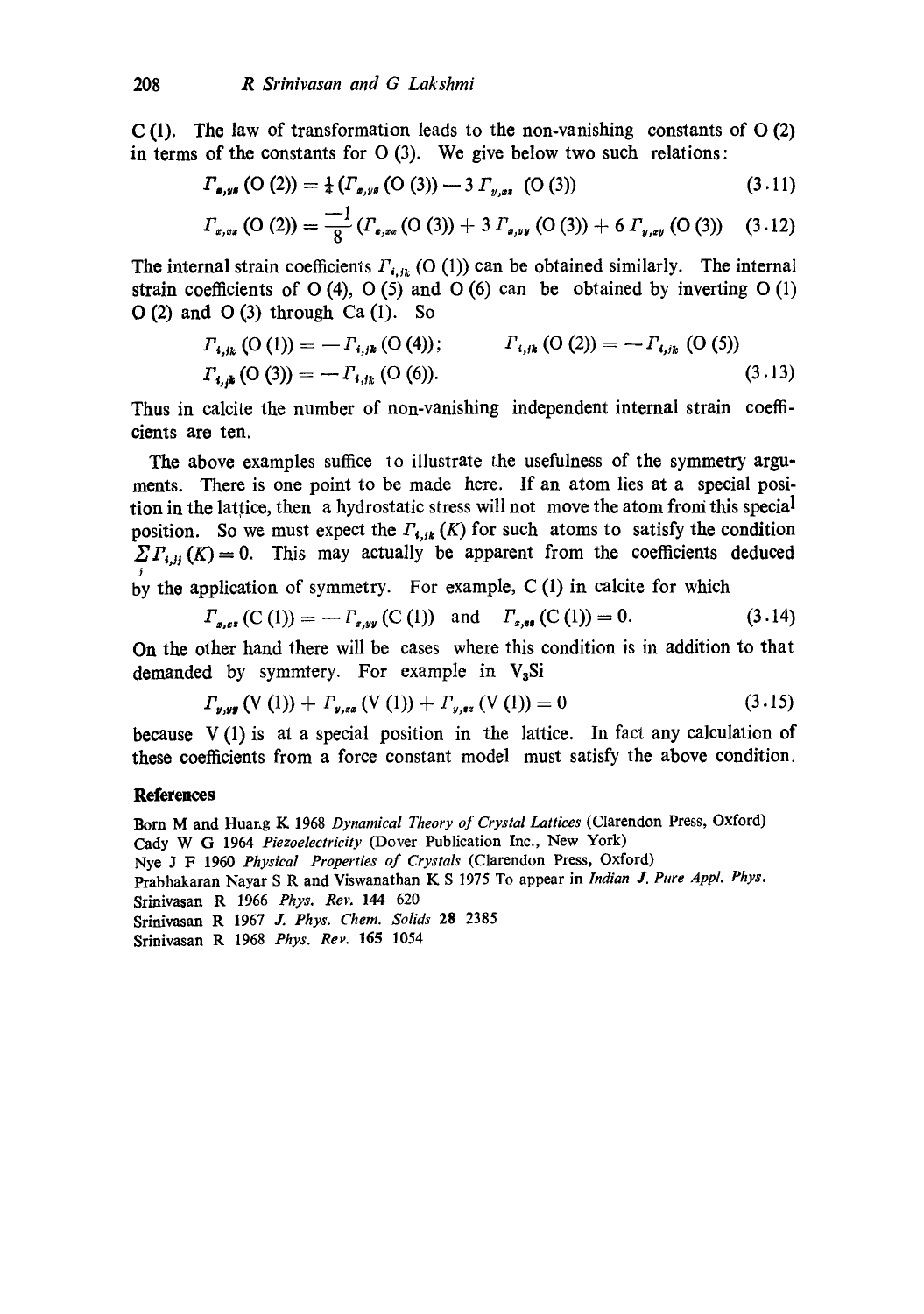C (1). The law of transformation leads to the non-vanishing constants of O (2) in terms of the constants for O (3). We give below two such relations:

$$\Gamma_{x,yz}(\mathrm{O}\,(2)) = \tfrac{1}{4}\,(\Gamma_{x,yz}(\mathrm{O}\,(3)) - 3\,\Gamma_{y,xz}\,(\mathrm{O}\,(3))) \tag{3.11}$$

$$\Gamma_{x,xz}(\mathrm{O}\,(2)) = \frac{-1}{8}\,(\Gamma_{x,xz}(\mathrm{O}\,(3)) + 3\,\Gamma_{x,yy}(\mathrm{O}\,(3)) + 6\,\Gamma_{y,xy}(\mathrm{O}\,(3)) \tag{3.12}$$

The internal strain coefficients $\Gamma_{i,jk}$ (O (1)) can be obtained similarly. The internal strain coefficients of O (4), O (5) and O (6) can be obtained by inverting O (1) O (2) and O (3) through Ca (1). So

$$\Gamma_{i,jk}(\mathrm{O}\,(1)) = -\Gamma_{i,jk}(\mathrm{O}\,(4)); \qquad \Gamma_{i,jk}(\mathrm{O}\,(2)) = -\Gamma_{i,jk}(\mathrm{O}\,(5))$$
$$\Gamma_{i,jk}(\mathrm{O}\,(3)) = -\Gamma_{i,jk}(\mathrm{O}\,(6)). \tag{3.13}$$

Thus in calcite the number of non-vanishing independent internal strain coefficients are ten.

The above examples suffice to illustrate the usefulness of the symmetry arguments. There is one point to be made here. If an atom lies at a special position in the lattice, then a hydrostatic stress will not move the atom from this special position. So we must expect the $\Gamma_{i,jk}(K)$ for such atoms to satisfy the condition $\sum_j \Gamma_{i,jj}(K) = 0$. This may actually be apparent from the coefficients deduced by the application of symmetry. For example, C (1) in calcite for which

$$\Gamma_{x,xz}(\mathrm{C}\,(1)) = -\Gamma_{x,yy}(\mathrm{C}\,(1)) \quad \text{and} \quad \Gamma_{x,zz}(\mathrm{C}\,(1)) = 0. \tag{3.14}$$

On the other hand there will be cases where this condition is in addition to that demanded by symmtery. For example in $V_3Si$

$$\Gamma_{y,yy}(\mathrm{V}\,(1)) + \Gamma_{y,xx}(\mathrm{V}\,(1)) + \Gamma_{y,zz}(\mathrm{V}\,(1)) = 0 \tag{3.15}$$

because V (1) is at a special position in the lattice. In fact any calculation of these coefficients from a force constant model must satisfy the above condition.

## References

Born M and Huang K 1968 *Dynamical Theory of Crystal Lattices* (Clarendon Press, Oxford)

Cady W G 1964 *Piezoelectricity* (Dover Publication Inc., New York)

Nye J F 1960 *Physical Properties of Crystals* (Clarendon Press, Oxford)

Prabhakaran Nayar S R and Viswanathan K S 1975 To appear in *Indian J. Pure Appl. Phys.*

Srinivasan R 1966 *Phys. Rev.* **144** 620

Srinivasan R 1967 *J. Phys. Chem. Solids* **28** 2385

Srinivasan R 1968 *Phys. Rev.* **165** 1054